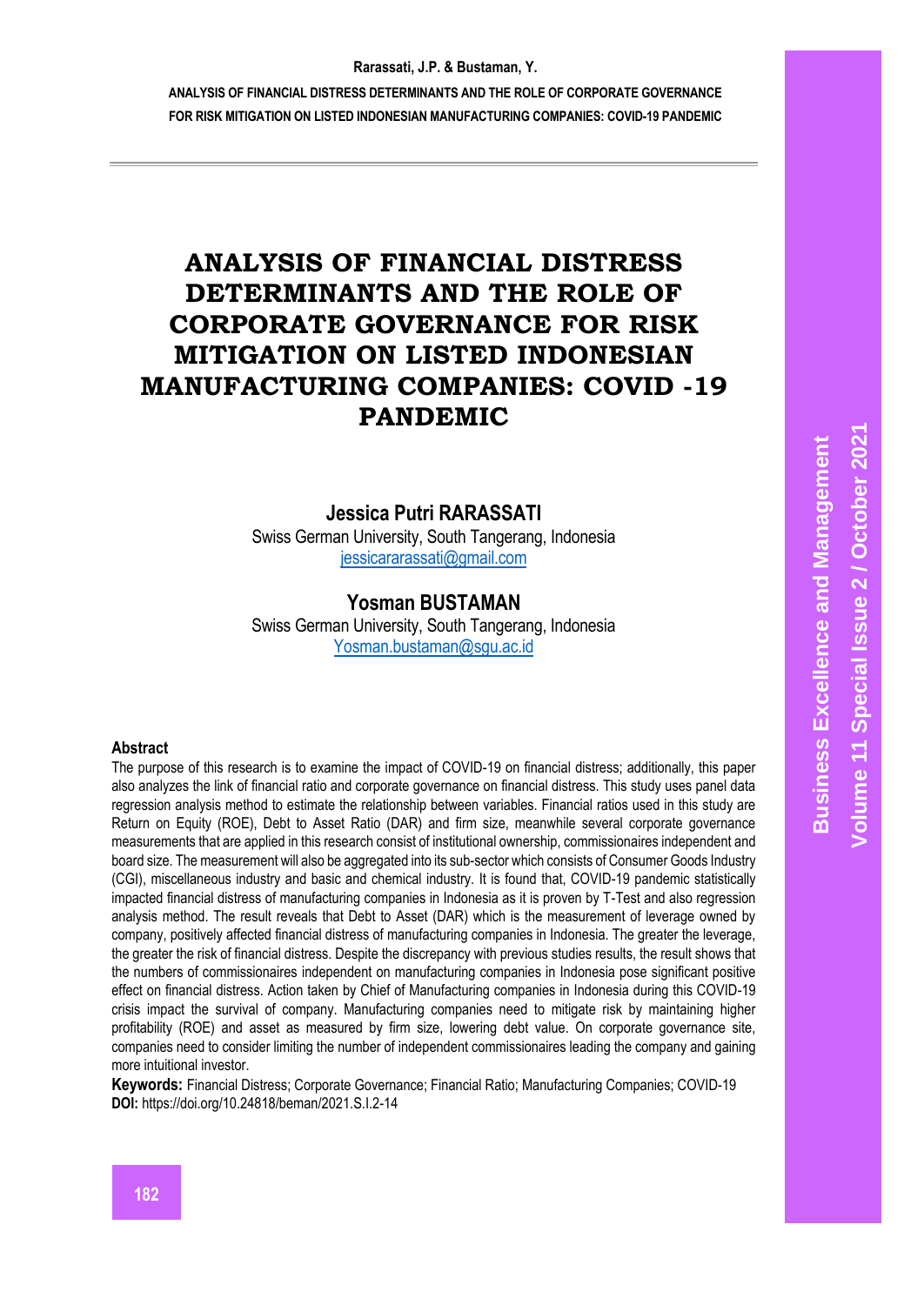# ANALYSIS OF FINANCIAL DISTRESS DETERMINANTS AND THE ROLE OF CORPORATE GOVERNANCE FOR RISK MITIGATION ON LISTED INDONESIAN MANUFACTURING COMPANIES: COVID -19 PANDEMIC

**Jessica Putri RARASSATI**
Swiss German University, South Tangerang, Indonesia
jessicararassati@gmail.com

**Yosman BUSTAMAN**
Swiss German University, South Tangerang, Indonesia
Yosman.bustaman@sgu.ac.id

## Abstract

The purpose of this research is to examine the impact of COVID-19 on financial distress; additionally, this paper also analyzes the link of financial ratio and corporate governance on financial distress. This study uses panel data regression analysis method to estimate the relationship between variables. Financial ratios used in this study are Return on Equity (ROE), Debt to Asset Ratio (DAR) and firm size, meanwhile several corporate governance measurements that are applied in this research consist of institutional ownership, commissionaires independent and board size. The measurement will also be aggregated into its sub-sector which consists of Consumer Goods Industry (CGI), miscellaneous industry and basic and chemical industry. It is found that, COVID-19 pandemic statistically impacted financial distress of manufacturing companies in Indonesia as it is proven by T-Test and also regression analysis method. The result reveals that Debt to Asset (DAR) which is the measurement of leverage owned by company, positively affected financial distress of manufacturing companies in Indonesia. The greater the leverage, the greater the risk of financial distress. Despite the discrepancy with previous studies results, the result shows that the numbers of commissionaires independent on manufacturing companies in Indonesia pose significant positive effect on financial distress. Action taken by Chief of Manufacturing companies in Indonesia during this COVID-19 crisis impact the survival of company. Manufacturing companies need to mitigate risk by maintaining higher profitability (ROE) and asset as measured by firm size, lowering debt value. On corporate governance site, companies need to consider limiting the number of independent commissionaires leading the company and gaining more intuitional investor.

**Keywords:** Financial Distress; Corporate Governance; Financial Ratio; Manufacturing Companies; COVID-19
**DOI:** https://doi.org/10.24818/beman/2021.S.I.2-14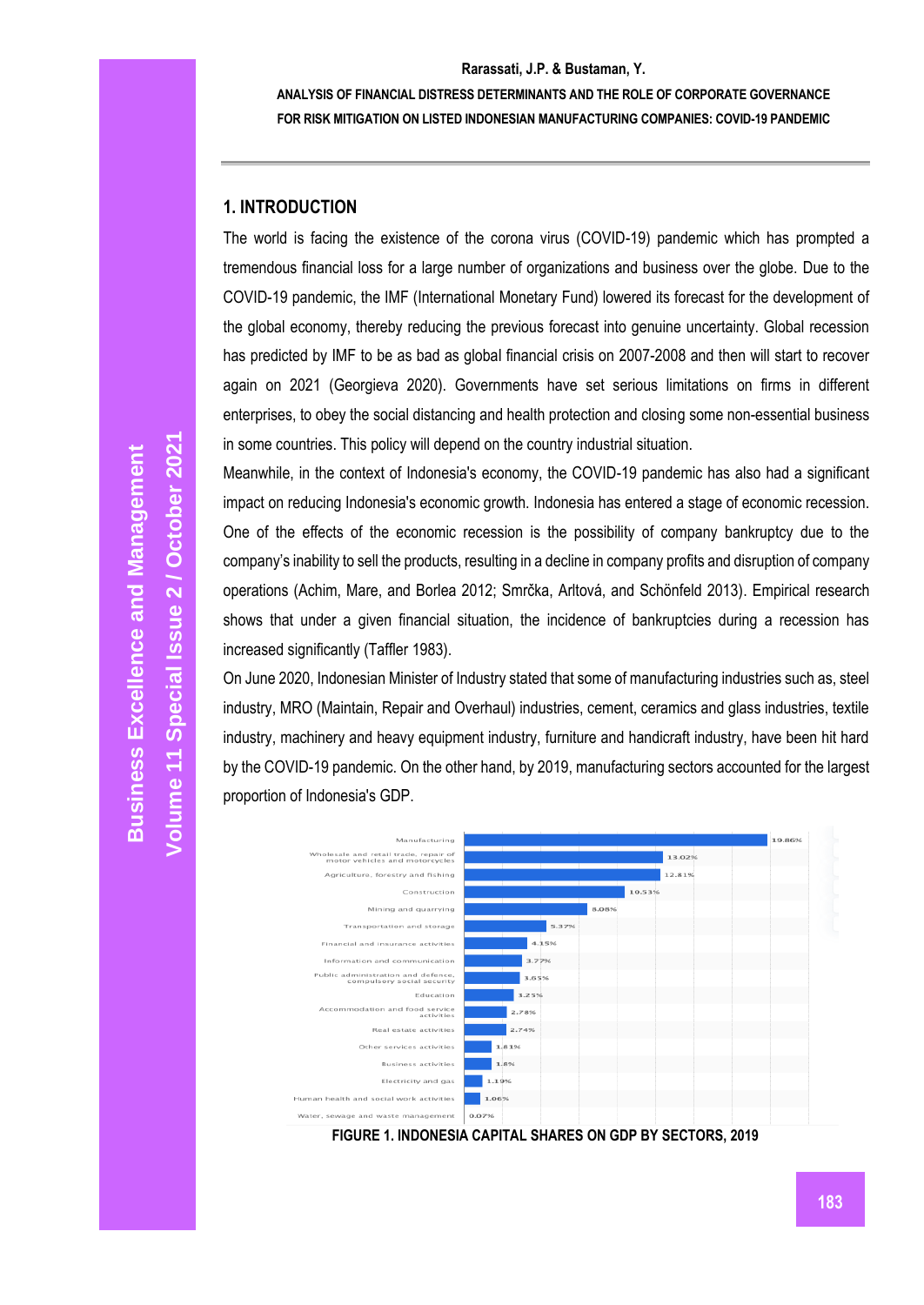## 1. INTRODUCTION

The world is facing the existence of the corona virus (COVID-19) pandemic which has prompted a tremendous financial loss for a large number of organizations and business over the globe. Due to the COVID-19 pandemic, the IMF (International Monetary Fund) lowered its forecast for the development of the global economy, thereby reducing the previous forecast into genuine uncertainty. Global recession has predicted by IMF to be as bad as global financial crisis on 2007-2008 and then will start to recover again on 2021 (Georgieva 2020). Governments have set serious limitations on firms in different enterprises, to obey the social distancing and health protection and closing some non-essential business in some countries. This policy will depend on the country industrial situation.

Meanwhile, in the context of Indonesia's economy, the COVID-19 pandemic has also had a significant impact on reducing Indonesia's economic growth. Indonesia has entered a stage of economic recession. One of the effects of the economic recession is the possibility of company bankruptcy due to the company's inability to sell the products, resulting in a decline in company profits and disruption of company operations (Achim, Mare, and Borlea 2012; Smrčka, Arltová, and Schönfeld 2013). Empirical research shows that under a given financial situation, the incidence of bankruptcies during a recession has increased significantly (Taffler 1983).

On June 2020, Indonesian Minister of Industry stated that some of manufacturing industries such as, steel industry, MRO (Maintain, Repair and Overhaul) industries, cement, ceramics and glass industries, textile industry, machinery and heavy equipment industry, furniture and handicraft industry, have been hit hard by the COVID-19 pandemic. On the other hand, by 2019, manufacturing sectors accounted for the largest proportion of Indonesia's GDP.

| Sector | Share |
|---|---|
| Manufacturing | 19.86% |
| Wholesale and retail trade, repair of motor vehicles and motorcycles | 13.02% |
| Agriculture, forestry and fishing | 12.81% |
| Construction | 10.53% |
| Mining and quarrying | 8.08% |
| Transportation and storage | 5.37% |
| Financial and insurance activities | 4.15% |
| Information and communication | 3.77% |
| Public administration and defence, compulsory social security | 3.65% |
| Education | 3.25% |
| Accommodation and food service activities | 2.78% |
| Real estate activities | 2.74% |
| Other services activities | 1.81% |
| Business activities | 1.8% |
| Electricity and gas | 1.19% |
| Human health and social work activities | 1.06% |
| Water, sewage and waste management | 0.07% |

FIGURE 1. INDONESIA CAPITAL SHARES ON GDP BY SECTORS, 2019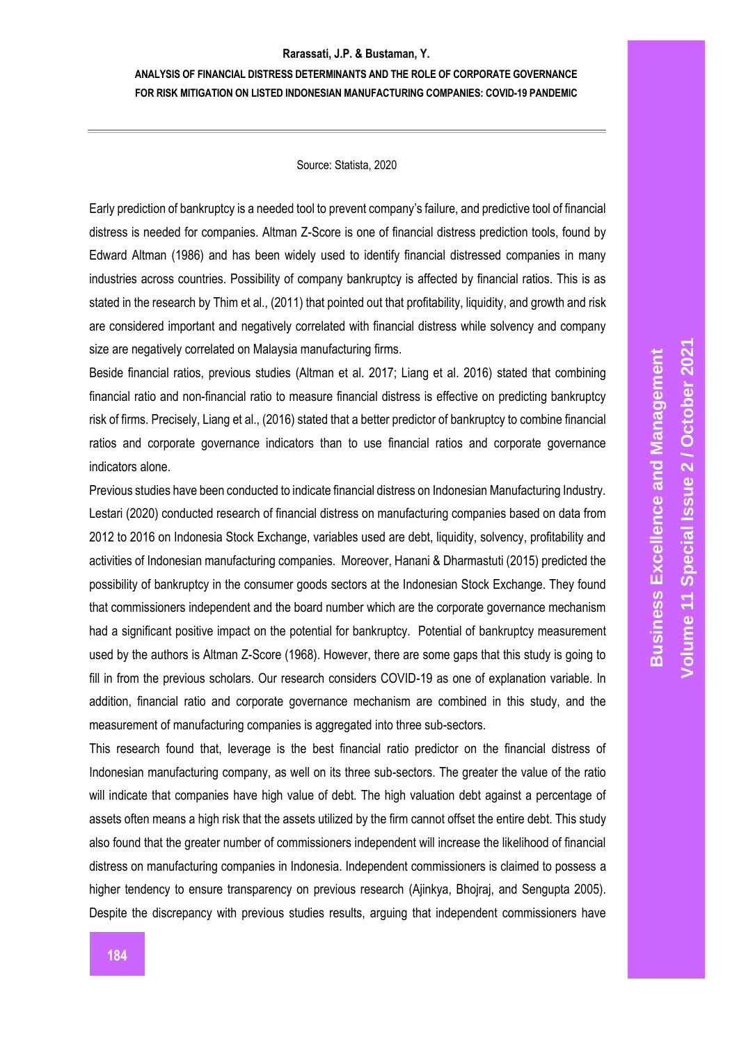Source: Statista, 2020

Early prediction of bankruptcy is a needed tool to prevent company's failure, and predictive tool of financial distress is needed for companies. Altman Z-Score is one of financial distress prediction tools, found by Edward Altman (1986) and has been widely used to identify financial distressed companies in many industries across countries. Possibility of company bankruptcy is affected by financial ratios. This is as stated in the research by Thim et al., (2011) that pointed out that profitability, liquidity, and growth and risk are considered important and negatively correlated with financial distress while solvency and company size are negatively correlated on Malaysia manufacturing firms.

Beside financial ratios, previous studies (Altman et al. 2017; Liang et al. 2016) stated that combining financial ratio and non-financial ratio to measure financial distress is effective on predicting bankruptcy risk of firms. Precisely, Liang et al., (2016) stated that a better predictor of bankruptcy to combine financial ratios and corporate governance indicators than to use financial ratios and corporate governance indicators alone.

Previous studies have been conducted to indicate financial distress on Indonesian Manufacturing Industry. Lestari (2020) conducted research of financial distress on manufacturing companies based on data from 2012 to 2016 on Indonesia Stock Exchange, variables used are debt, liquidity, solvency, profitability and activities of Indonesian manufacturing companies. Moreover, Hanani & Dharmastuti (2015) predicted the possibility of bankruptcy in the consumer goods sectors at the Indonesian Stock Exchange. They found that commissioners independent and the board number which are the corporate governance mechanism had a significant positive impact on the potential for bankruptcy. Potential of bankruptcy measurement used by the authors is Altman Z-Score (1968). However, there are some gaps that this study is going to fill in from the previous scholars. Our research considers COVID-19 as one of explanation variable. In addition, financial ratio and corporate governance mechanism are combined in this study, and the measurement of manufacturing companies is aggregated into three sub-sectors.

This research found that, leverage is the best financial ratio predictor on the financial distress of Indonesian manufacturing company, as well on its three sub-sectors. The greater the value of the ratio will indicate that companies have high value of debt. The high valuation debt against a percentage of assets often means a high risk that the assets utilized by the firm cannot offset the entire debt. This study also found that the greater number of commissioners independent will increase the likelihood of financial distress on manufacturing companies in Indonesia. Independent commissioners is claimed to possess a higher tendency to ensure transparency on previous research (Ajinkya, Bhojraj, and Sengupta 2005). Despite the discrepancy with previous studies results, arguing that independent commissioners have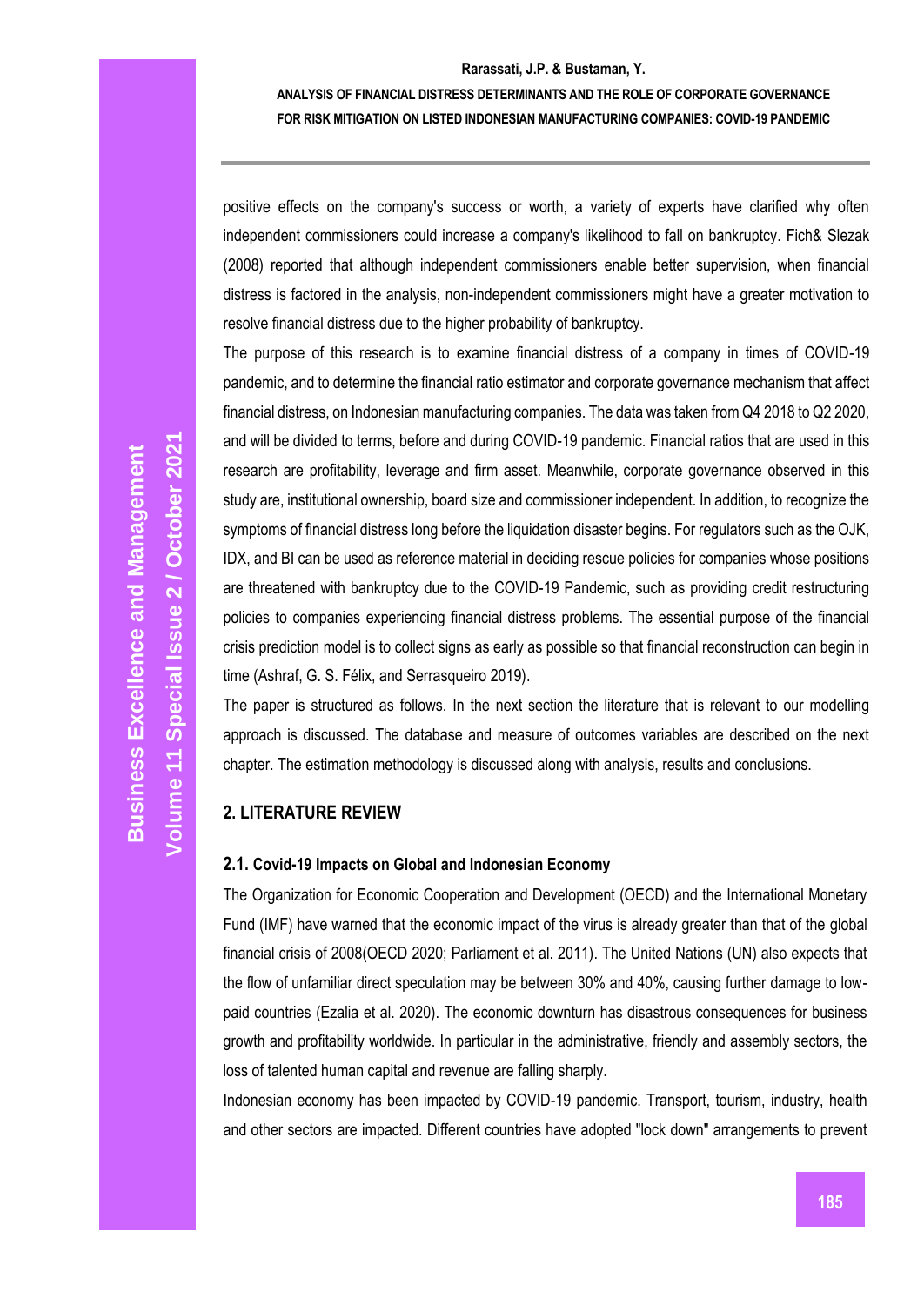positive effects on the company's success or worth, a variety of experts have clarified why often independent commissioners could increase a company's likelihood to fall on bankruptcy. Fich& Slezak (2008) reported that although independent commissioners enable better supervision, when financial distress is factored in the analysis, non-independent commissioners might have a greater motivation to resolve financial distress due to the higher probability of bankruptcy.

The purpose of this research is to examine financial distress of a company in times of COVID-19 pandemic, and to determine the financial ratio estimator and corporate governance mechanism that affect financial distress, on Indonesian manufacturing companies. The data was taken from Q4 2018 to Q2 2020, and will be divided to terms, before and during COVID-19 pandemic. Financial ratios that are used in this research are profitability, leverage and firm asset. Meanwhile, corporate governance observed in this study are, institutional ownership, board size and commissioner independent. In addition, to recognize the symptoms of financial distress long before the liquidation disaster begins. For regulators such as the OJK, IDX, and BI can be used as reference material in deciding rescue policies for companies whose positions are threatened with bankruptcy due to the COVID-19 Pandemic, such as providing credit restructuring policies to companies experiencing financial distress problems. The essential purpose of the financial crisis prediction model is to collect signs as early as possible so that financial reconstruction can begin in time (Ashraf, G. S. Félix, and Serrasqueiro 2019).

The paper is structured as follows. In the next section the literature that is relevant to our modelling approach is discussed. The database and measure of outcomes variables are described on the next chapter. The estimation methodology is discussed along with analysis, results and conclusions.

## 2. LITERATURE REVIEW

### 2.1. Covid-19 Impacts on Global and Indonesian Economy

The Organization for Economic Cooperation and Development (OECD) and the International Monetary Fund (IMF) have warned that the economic impact of the virus is already greater than that of the global financial crisis of 2008(OECD 2020; Parliament et al. 2011). The United Nations (UN) also expects that the flow of unfamiliar direct speculation may be between 30% and 40%, causing further damage to low-paid countries (Ezalia et al. 2020). The economic downturn has disastrous consequences for business growth and profitability worldwide. In particular in the administrative, friendly and assembly sectors, the loss of talented human capital and revenue are falling sharply.

Indonesian economy has been impacted by COVID-19 pandemic. Transport, tourism, industry, health and other sectors are impacted. Different countries have adopted "lock down" arrangements to prevent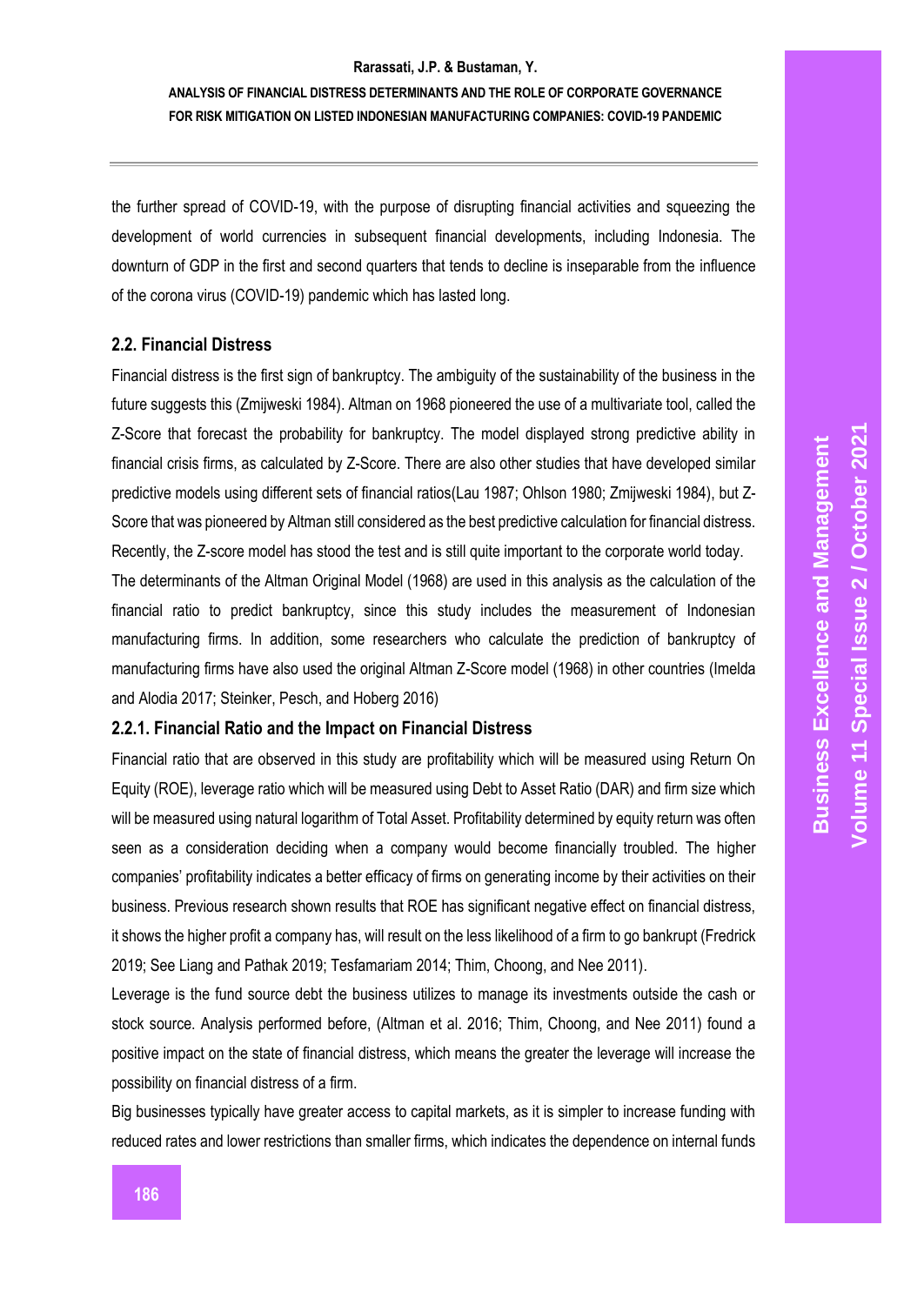the further spread of COVID-19, with the purpose of disrupting financial activities and squeezing the development of world currencies in subsequent financial developments, including Indonesia. The downturn of GDP in the first and second quarters that tends to decline is inseparable from the influence of the corona virus (COVID-19) pandemic which has lasted long.

### 2.2. Financial Distress

Financial distress is the first sign of bankruptcy. The ambiguity of the sustainability of the business in the future suggests this (Zmijweski 1984). Altman on 1968 pioneered the use of a multivariate tool, called the Z-Score that forecast the probability for bankruptcy. The model displayed strong predictive ability in financial crisis firms, as calculated by Z-Score. There are also other studies that have developed similar predictive models using different sets of financial ratios(Lau 1987; Ohlson 1980; Zmijweski 1984), but Z-Score that was pioneered by Altman still considered as the best predictive calculation for financial distress. Recently, the Z-score model has stood the test and is still quite important to the corporate world today.

The determinants of the Altman Original Model (1968) are used in this analysis as the calculation of the financial ratio to predict bankruptcy, since this study includes the measurement of Indonesian manufacturing firms. In addition, some researchers who calculate the prediction of bankruptcy of manufacturing firms have also used the original Altman Z-Score model (1968) in other countries (Imelda and Alodia 2017; Steinker, Pesch, and Hoberg 2016)

#### 2.2.1. Financial Ratio and the Impact on Financial Distress

Financial ratio that are observed in this study are profitability which will be measured using Return On Equity (ROE), leverage ratio which will be measured using Debt to Asset Ratio (DAR) and firm size which will be measured using natural logarithm of Total Asset. Profitability determined by equity return was often seen as a consideration deciding when a company would become financially troubled. The higher companies' profitability indicates a better efficacy of firms on generating income by their activities on their business. Previous research shown results that ROE has significant negative effect on financial distress, it shows the higher profit a company has, will result on the less likelihood of a firm to go bankrupt (Fredrick 2019; See Liang and Pathak 2019; Tesfamariam 2014; Thim, Choong, and Nee 2011).

Leverage is the fund source debt the business utilizes to manage its investments outside the cash or stock source. Analysis performed before, (Altman et al. 2016; Thim, Choong, and Nee 2011) found a positive impact on the state of financial distress, which means the greater the leverage will increase the possibility on financial distress of a firm.

Big businesses typically have greater access to capital markets, as it is simpler to increase funding with reduced rates and lower restrictions than smaller firms, which indicates the dependence on internal funds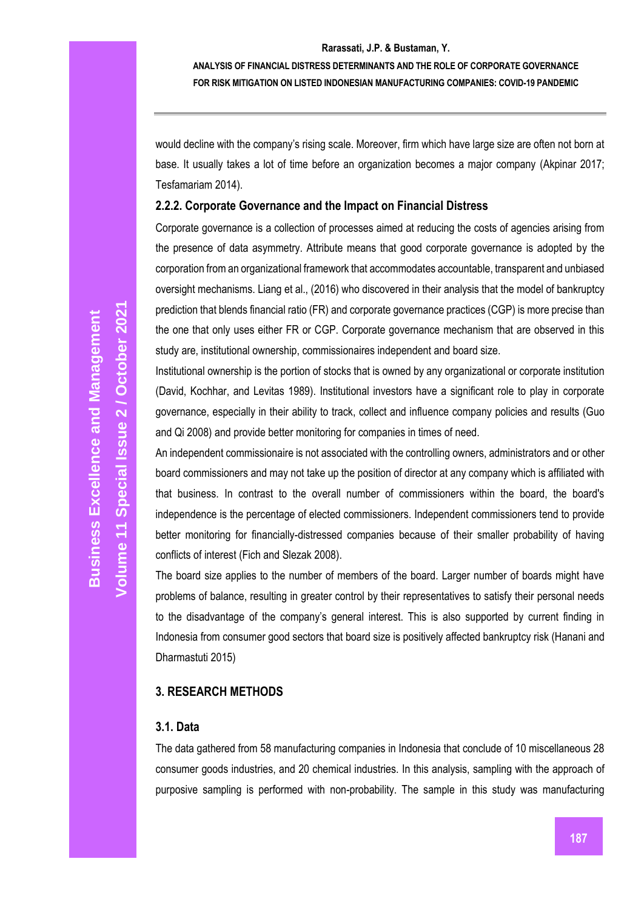would decline with the company's rising scale. Moreover, firm which have large size are often not born at base. It usually takes a lot of time before an organization becomes a major company (Akpinar 2017; Tesfamariam 2014).

### 2.2.2. Corporate Governance and the Impact on Financial Distress

Corporate governance is a collection of processes aimed at reducing the costs of agencies arising from the presence of data asymmetry. Attribute means that good corporate governance is adopted by the corporation from an organizational framework that accommodates accountable, transparent and unbiased oversight mechanisms. Liang et al., (2016) who discovered in their analysis that the model of bankruptcy prediction that blends financial ratio (FR) and corporate governance practices (CGP) is more precise than the one that only uses either FR or CGP. Corporate governance mechanism that are observed in this study are, institutional ownership, commissionaires independent and board size.

Institutional ownership is the portion of stocks that is owned by any organizational or corporate institution (David, Kochhar, and Levitas 1989). Institutional investors have a significant role to play in corporate governance, especially in their ability to track, collect and influence company policies and results (Guo and Qi 2008) and provide better monitoring for companies in times of need.

An independent commissionaire is not associated with the controlling owners, administrators and or other board commissioners and may not take up the position of director at any company which is affiliated with that business. In contrast to the overall number of commissioners within the board, the board's independence is the percentage of elected commissioners. Independent commissioners tend to provide better monitoring for financially-distressed companies because of their smaller probability of having conflicts of interest (Fich and Slezak 2008).

The board size applies to the number of members of the board. Larger number of boards might have problems of balance, resulting in greater control by their representatives to satisfy their personal needs to the disadvantage of the company's general interest. This is also supported by current finding in Indonesia from consumer good sectors that board size is positively affected bankruptcy risk (Hanani and Dharmastuti 2015)

## 3. RESEARCH METHODS

### 3.1. Data

The data gathered from 58 manufacturing companies in Indonesia that conclude of 10 miscellaneous 28 consumer goods industries, and 20 chemical industries. In this analysis, sampling with the approach of purposive sampling is performed with non-probability. The sample in this study was manufacturing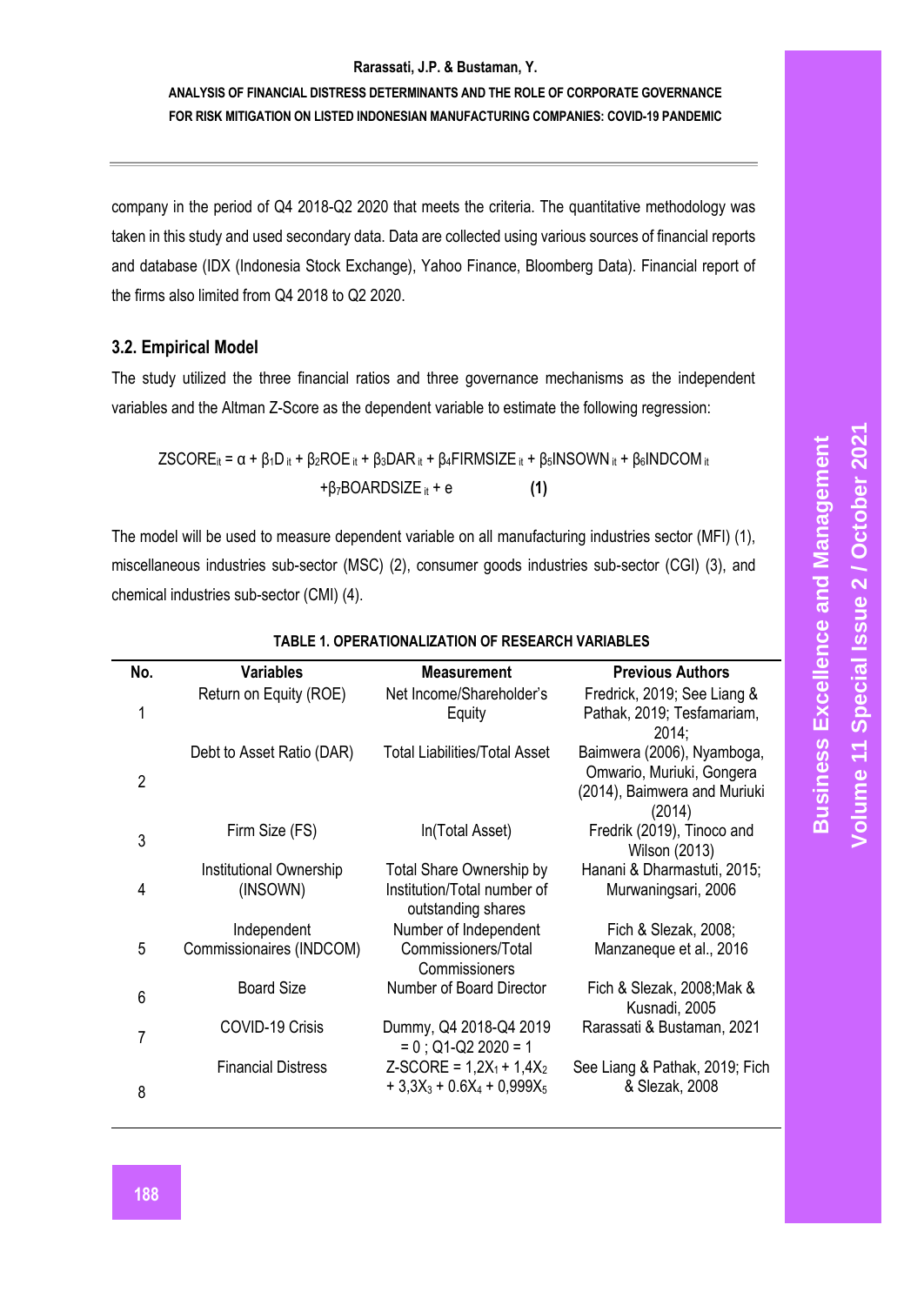company in the period of Q4 2018-Q2 2020 that meets the criteria. The quantitative methodology was taken in this study and used secondary data. Data are collected using various sources of financial reports and database (IDX (Indonesia Stock Exchange), Yahoo Finance, Bloomberg Data). Financial report of the firms also limited from Q4 2018 to Q2 2020.

### 3.2. Empirical Model

The study utilized the three financial ratios and three governance mechanisms as the independent variables and the Altman Z-Score as the dependent variable to estimate the following regression:

$$ZSCORE_{it} = \alpha + \beta_1 D_{it} + \beta_2 ROE_{it} + \beta_3 DAR_{it} + \beta_4 FIRMSIZE_{it} + \beta_5 INSOWN_{it} + \beta_6 INDCOM_{it} + \beta_7 BOARDSIZE_{it} + e \quad \textbf{(1)}$$

The model will be used to measure dependent variable on all manufacturing industries sector (MFI) (1), miscellaneous industries sub-sector (MSC) (2), consumer goods industries sub-sector (CGI) (3), and chemical industries sub-sector (CMI) (4).

**TABLE 1. OPERATIONALIZATION OF RESEARCH VARIABLES**

| No. | Variables | Measurement | Previous Authors |
|---|---|---|---|
| 1 | Return on Equity (ROE) | Net Income/Shareholder's Equity | Fredrick, 2019; See Liang & Pathak, 2019; Tesfamariam, 2014; |
| 2 | Debt to Asset Ratio (DAR) | Total Liabilities/Total Asset | Baimwera (2006), Nyamboga, Omwario, Muriuki, Gongera (2014), Baimwera and Muriuki (2014) |
| 3 | Firm Size (FS) | ln(Total Asset) | Fredrik (2019), Tinoco and Wilson (2013) |
| 4 | Institutional Ownership (INSOWN) | Total Share Ownership by Institution/Total number of outstanding shares | Hanani & Dharmastuti, 2015; Murwaningsari, 2006 |
| 5 | Independent Commissionaires (INDCOM) | Number of Independent Commissioners/Total Commissioners | Fich & Slezak, 2008; Manzaneque et al., 2016 |
| 6 | Board Size | Number of Board Director | Fich & Slezak, 2008;Mak & Kusnadi, 2005 |
| 7 | COVID-19 Crisis | Dummy, Q4 2018-Q4 2019 = 0 ; Q1-Q2 2020 = 1 | Rarassati & Bustaman, 2021 |
| 8 | Financial Distress | Z-SCORE = $1{,}2X_1 + 1{,}4X_2 + 3{,}3X_3 + 0.6X_4 + 0{,}999X_5$ | See Liang & Pathak, 2019; Fich & Slezak, 2008 |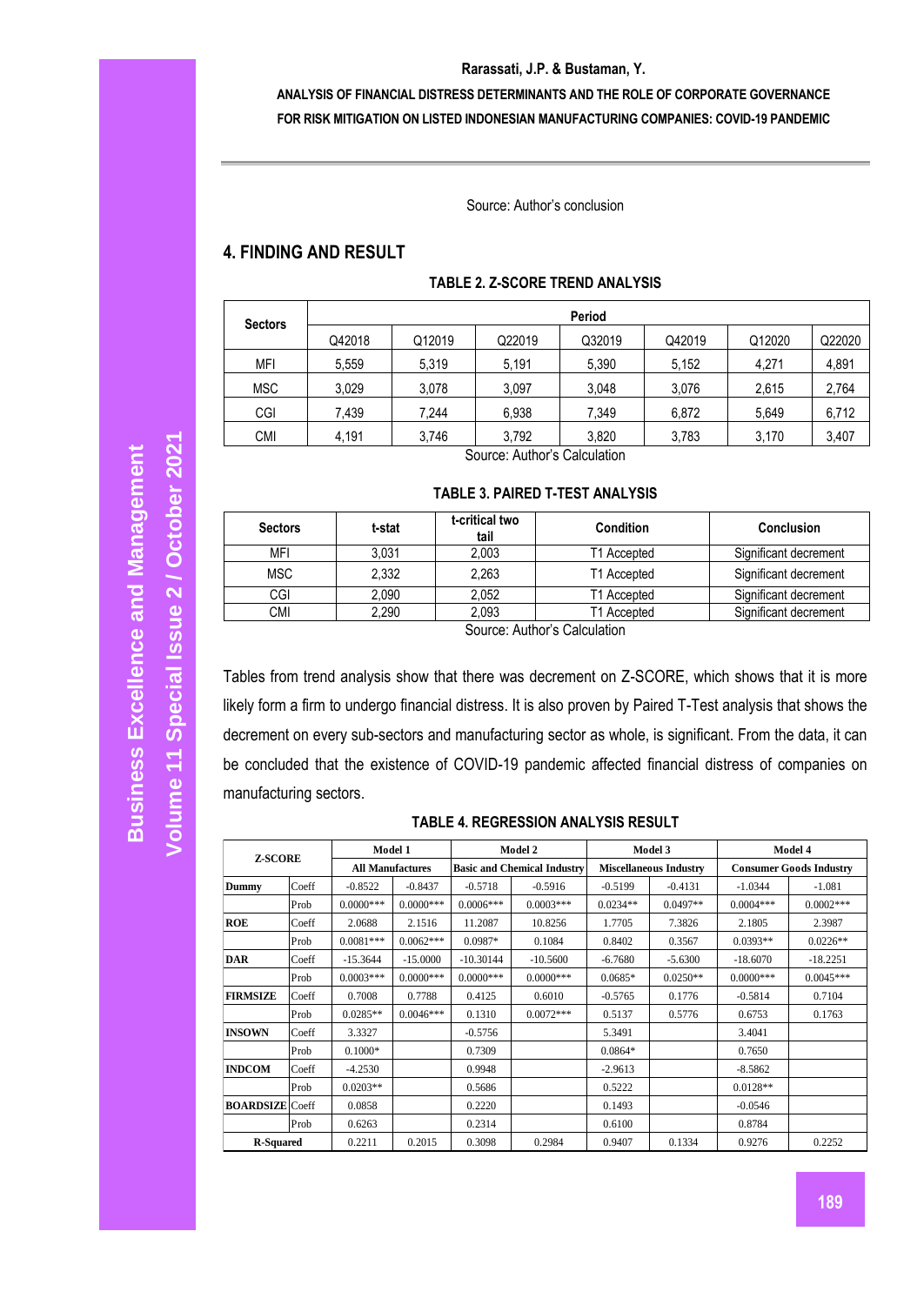Source: Author's conclusion

## 4. FINDING AND RESULT

**TABLE 2. Z-SCORE TREND ANALYSIS**

| Sectors | Period | | | | | | |
|---|---|---|---|---|---|---|---|
| | Q42018 | Q12019 | Q22019 | Q32019 | Q42019 | Q12020 | Q22020 |
| MFI | 5,559 | 5,319 | 5,191 | 5,390 | 5,152 | 4,271 | 4,891 |
| MSC | 3,029 | 3,078 | 3,097 | 3,048 | 3,076 | 2,615 | 2,764 |
| CGI | 7,439 | 7,244 | 6,938 | 7,349 | 6,872 | 5,649 | 6,712 |
| CMI | 4,191 | 3,746 | 3,792 | 3,820 | 3,783 | 3,170 | 3,407 |

Source: Author's Calculation

**TABLE 3. PAIRED T-TEST ANALYSIS**

| Sectors | t-stat | t-critical two tail | Condition | Conclusion |
|---|---|---|---|---|
| MFI | 3,031 | 2,003 | T1 Accepted | Significant decrement |
| MSC | 2,332 | 2,263 | T1 Accepted | Significant decrement |
| CGI | 2,090 | 2,052 | T1 Accepted | Significant decrement |
| CMI | 2,290 | 2,093 | T1 Accepted | Significant decrement |

Source: Author's Calculation

Tables from trend analysis show that there was decrement on Z-SCORE, which shows that it is more likely form a firm to undergo financial distress. It is also proven by Paired T-Test analysis that shows the decrement on every sub-sectors and manufacturing sector as whole, is significant. From the data, it can be concluded that the existence of COVID-19 pandemic affected financial distress of companies on manufacturing sectors.

**TABLE 4. REGRESSION ANALYSIS RESULT**

| Z-SCORE | | Model 1 | | Model 2 | | Model 3 | | Model 4 | |
|---|---|---|---|---|---|---|---|---|---|
| | | All Manufactures | | Basic and Chemical Industry | | Miscellaneous Industry | | Consumer Goods Industry | |
| Dummy | Coeff | -0.8522 | -0.8437 | -0.5718 | -0.5916 | -0.5199 | -0.4131 | -1.0344 | -1.081 |
| | Prob | 0.0000*** | 0.0000*** | 0.0006*** | 0.0003*** | 0.0234** | 0.0497** | 0.0004*** | 0.0002*** |
| ROE | Coeff | 2.0688 | 2.1516 | 11.2087 | 10.8256 | 1.7705 | 7.3826 | 2.1805 | 2.3987 |
| | Prob | 0.0081*** | 0.0062*** | 0.0987* | 0.1084 | 0.8402 | 0.3567 | 0.0393** | 0.0226** |
| DAR | Coeff | -15.3644 | -15.0000 | -10.30144 | -10.5600 | -6.7680 | -5.6300 | -18.6070 | -18.2251 |
| | Prob | 0.0003*** | 0.0000*** | 0.0000*** | 0.0000*** | 0.0685* | 0.0250** | 0.0000*** | 0.0045*** |
| FIRMSIZE | Coeff | 0.7008 | 0.7788 | 0.4125 | 0.6010 | -0.5765 | 0.1776 | -0.5814 | 0.7104 |
| | Prob | 0.0285** | 0.0046*** | 0.1310 | 0.0072*** | 0.5137 | 0.5776 | 0.6753 | 0.1763 |
| INSOWN | Coeff | 3.3327 | | -0.5756 | | 5.3491 | | 3.4041 | |
| | Prob | 0.1000* | | 0.7309 | | 0.0864* | | 0.7650 | |
| INDCOM | Coeff | -4.2530 | | 0.9948 | | -2.9613 | | -8.5862 | |
| | Prob | 0.0203** | | 0.5686 | | 0.5222 | | 0.0128** | |
| BOARDSIZE | Coeff | 0.0858 | | 0.2220 | | 0.1493 | | -0.0546 | |
| | Prob | 0.6263 | | 0.2314 | | 0.6100 | | 0.8784 | |
| R-Squared | | 0.2211 | 0.2015 | 0.3098 | 0.2984 | 0.9407 | 0.1334 | 0.9276 | 0.2252 |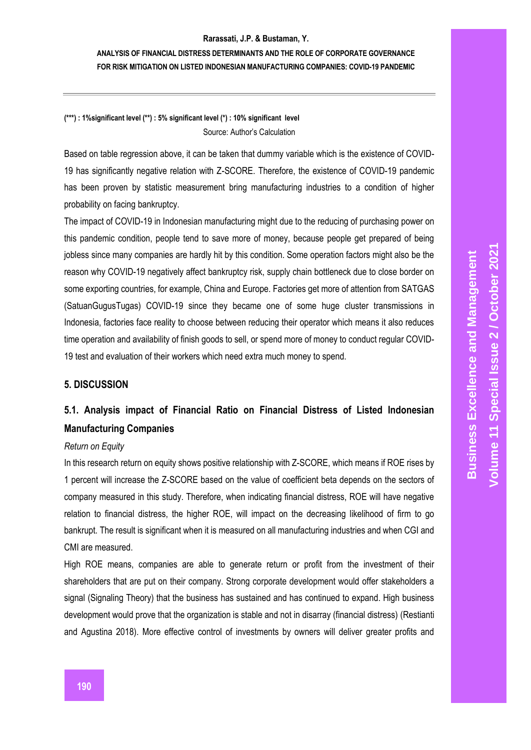**(\*\*\*) : 1%significant level (\*\*) : 5% significant level (\*) : 10% significant level**

Source: Author's Calculation

Based on table regression above, it can be taken that dummy variable which is the existence of COVID-19 has significantly negative relation with Z-SCORE. Therefore, the existence of COVID-19 pandemic has been proven by statistic measurement bring manufacturing industries to a condition of higher probability on facing bankruptcy.

The impact of COVID-19 in Indonesian manufacturing might due to the reducing of purchasing power on this pandemic condition, people tend to save more of money, because people get prepared of being jobless since many companies are hardly hit by this condition. Some operation factors might also be the reason why COVID-19 negatively affect bankruptcy risk, supply chain bottleneck due to close border on some exporting countries, for example, China and Europe. Factories get more of attention from SATGAS (SatuanGugusTugas) COVID-19 since they became one of some huge cluster transmissions in Indonesia, factories face reality to choose between reducing their operator which means it also reduces time operation and availability of finish goods to sell, or spend more of money to conduct regular COVID-19 test and evaluation of their workers which need extra much money to spend.

## 5. DISCUSSION

### 5.1. Analysis impact of Financial Ratio on Financial Distress of Listed Indonesian Manufacturing Companies

*Return on Equity*

In this research return on equity shows positive relationship with Z-SCORE, which means if ROE rises by 1 percent will increase the Z-SCORE based on the value of coefficient beta depends on the sectors of company measured in this study. Therefore, when indicating financial distress, ROE will have negative relation to financial distress, the higher ROE, will impact on the decreasing likelihood of firm to go bankrupt. The result is significant when it is measured on all manufacturing industries and when CGI and CMI are measured.

High ROE means, companies are able to generate return or profit from the investment of their shareholders that are put on their company. Strong corporate development would offer stakeholders a signal (Signaling Theory) that the business has sustained and has continued to expand. High business development would prove that the organization is stable and not in disarray (financial distress) (Restianti and Agustina 2018). More effective control of investments by owners will deliver greater profits and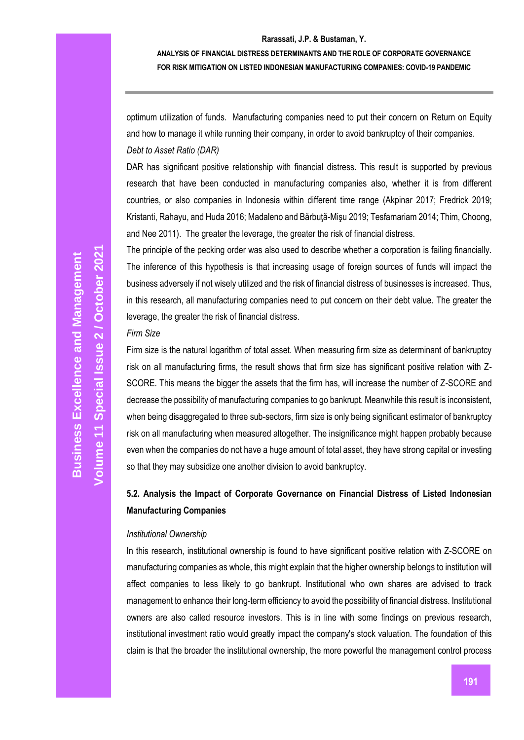optimum utilization of funds. Manufacturing companies need to put their concern on Return on Equity and how to manage it while running their company, in order to avoid bankruptcy of their companies.

*Debt to Asset Ratio (DAR)*

DAR has significant positive relationship with financial distress. This result is supported by previous research that have been conducted in manufacturing companies also, whether it is from different countries, or also companies in Indonesia within different time range (Akpinar 2017; Fredrick 2019; Kristanti, Rahayu, and Huda 2016; Madaleno and Bărbuţă-Mişu 2019; Tesfamariam 2014; Thim, Choong, and Nee 2011). The greater the leverage, the greater the risk of financial distress.

The principle of the pecking order was also used to describe whether a corporation is failing financially. The inference of this hypothesis is that increasing usage of foreign sources of funds will impact the business adversely if not wisely utilized and the risk of financial distress of businesses is increased. Thus, in this research, all manufacturing companies need to put concern on their debt value. The greater the leverage, the greater the risk of financial distress.

*Firm Size*

Firm size is the natural logarithm of total asset. When measuring firm size as determinant of bankruptcy risk on all manufacturing firms, the result shows that firm size has significant positive relation with Z-SCORE. This means the bigger the assets that the firm has, will increase the number of Z-SCORE and decrease the possibility of manufacturing companies to go bankrupt. Meanwhile this result is inconsistent, when being disaggregated to three sub-sectors, firm size is only being significant estimator of bankruptcy risk on all manufacturing when measured altogether. The insignificance might happen probably because even when the companies do not have a huge amount of total asset, they have strong capital or investing so that they may subsidize one another division to avoid bankruptcy.

### 5.2. Analysis the Impact of Corporate Governance on Financial Distress of Listed Indonesian Manufacturing Companies

*Institutional Ownership*

In this research, institutional ownership is found to have significant positive relation with Z-SCORE on manufacturing companies as whole, this might explain that the higher ownership belongs to institution will affect companies to less likely to go bankrupt. Institutional who own shares are advised to track management to enhance their long-term efficiency to avoid the possibility of financial distress. Institutional owners are also called resource investors. This is in line with some findings on previous research, institutional investment ratio would greatly impact the company's stock valuation. The foundation of this claim is that the broader the institutional ownership, the more powerful the management control process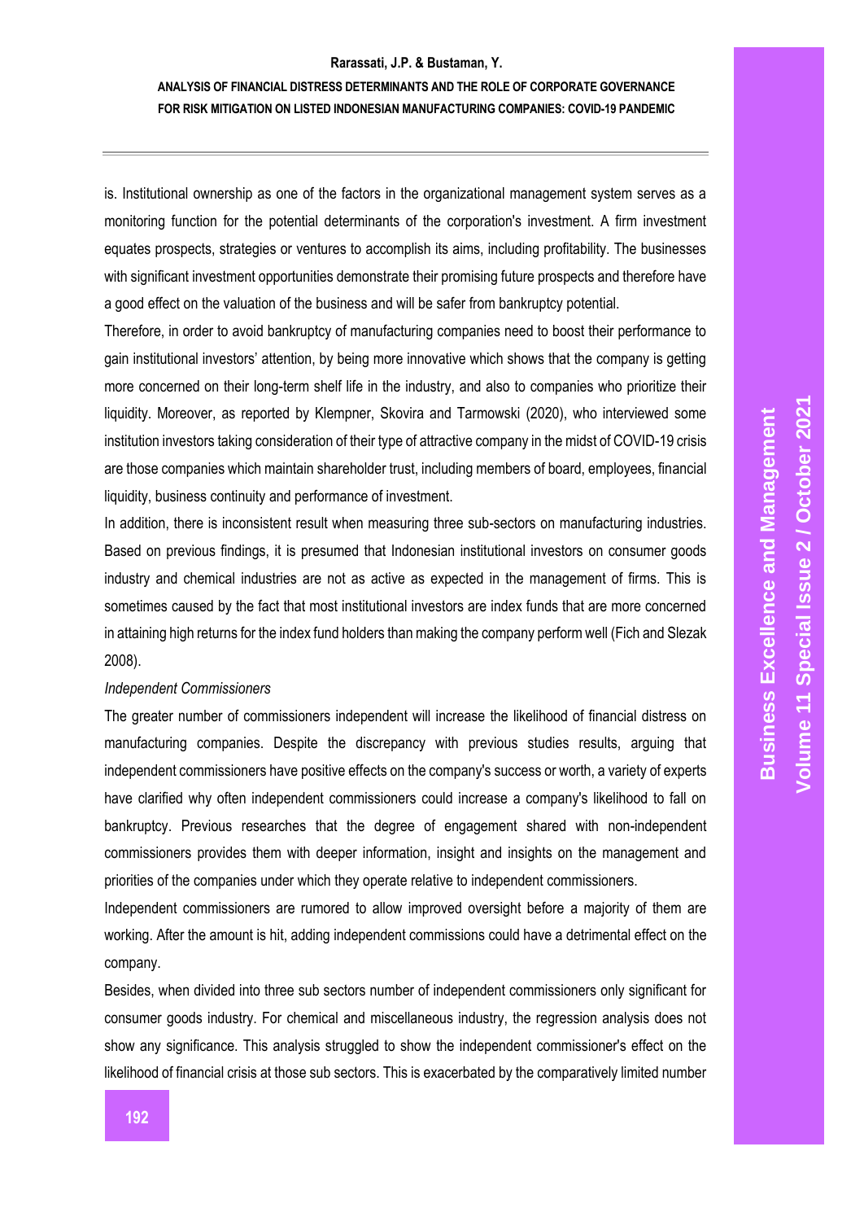is. Institutional ownership as one of the factors in the organizational management system serves as a monitoring function for the potential determinants of the corporation's investment. A firm investment equates prospects, strategies or ventures to accomplish its aims, including profitability. The businesses with significant investment opportunities demonstrate their promising future prospects and therefore have a good effect on the valuation of the business and will be safer from bankruptcy potential.

Therefore, in order to avoid bankruptcy of manufacturing companies need to boost their performance to gain institutional investors' attention, by being more innovative which shows that the company is getting more concerned on their long-term shelf life in the industry, and also to companies who prioritize their liquidity. Moreover, as reported by Klempner, Skovira and Tarmowski (2020), who interviewed some institution investors taking consideration of their type of attractive company in the midst of COVID-19 crisis are those companies which maintain shareholder trust, including members of board, employees, financial liquidity, business continuity and performance of investment.

In addition, there is inconsistent result when measuring three sub-sectors on manufacturing industries. Based on previous findings, it is presumed that Indonesian institutional investors on consumer goods industry and chemical industries are not as active as expected in the management of firms. This is sometimes caused by the fact that most institutional investors are index funds that are more concerned in attaining high returns for the index fund holders than making the company perform well (Fich and Slezak 2008).

*Independent Commissioners*

The greater number of commissioners independent will increase the likelihood of financial distress on manufacturing companies. Despite the discrepancy with previous studies results, arguing that independent commissioners have positive effects on the company's success or worth, a variety of experts have clarified why often independent commissioners could increase a company's likelihood to fall on bankruptcy. Previous researches that the degree of engagement shared with non-independent commissioners provides them with deeper information, insight and insights on the management and priorities of the companies under which they operate relative to independent commissioners.

Independent commissioners are rumored to allow improved oversight before a majority of them are working. After the amount is hit, adding independent commissions could have a detrimental effect on the company.

Besides, when divided into three sub sectors number of independent commissioners only significant for consumer goods industry. For chemical and miscellaneous industry, the regression analysis does not show any significance. This analysis struggled to show the independent commissioner's effect on the likelihood of financial crisis at those sub sectors. This is exacerbated by the comparatively limited number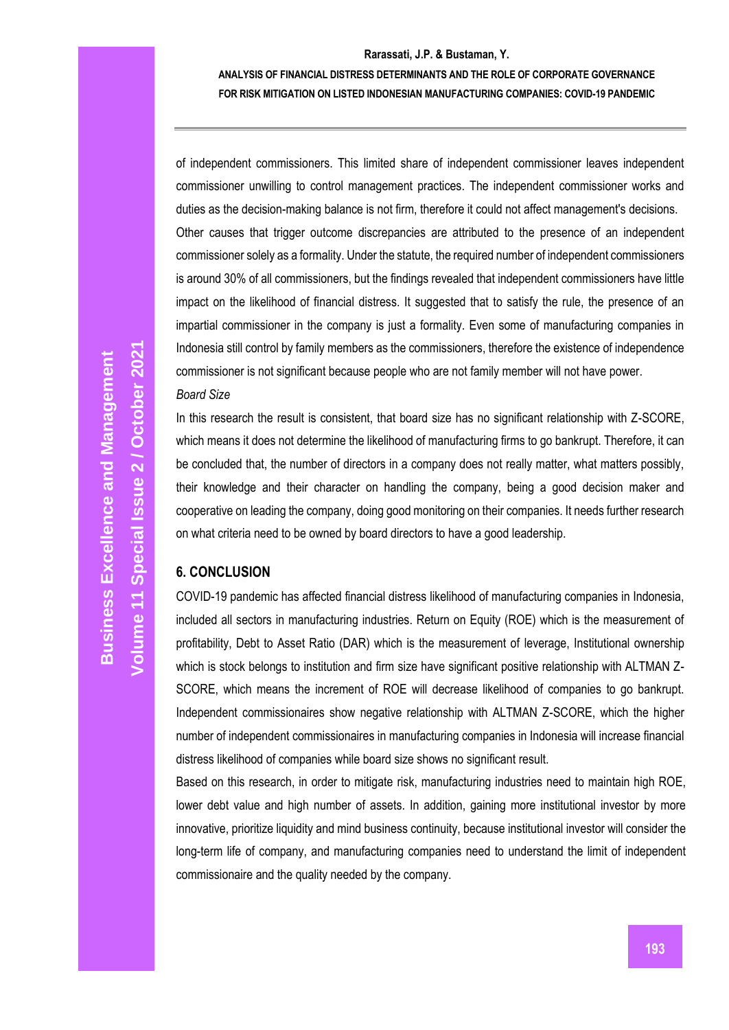of independent commissioners. This limited share of independent commissioner leaves independent commissioner unwilling to control management practices. The independent commissioner works and duties as the decision-making balance is not firm, therefore it could not affect management's decisions. Other causes that trigger outcome discrepancies are attributed to the presence of an independent commissioner solely as a formality. Under the statute, the required number of independent commissioners is around 30% of all commissioners, but the findings revealed that independent commissioners have little impact on the likelihood of financial distress. It suggested that to satisfy the rule, the presence of an impartial commissioner in the company is just a formality. Even some of manufacturing companies in Indonesia still control by family members as the commissioners, therefore the existence of independence commissioner is not significant because people who are not family member will not have power.

*Board Size*

In this research the result is consistent, that board size has no significant relationship with Z-SCORE, which means it does not determine the likelihood of manufacturing firms to go bankrupt. Therefore, it can be concluded that, the number of directors in a company does not really matter, what matters possibly, their knowledge and their character on handling the company, being a good decision maker and cooperative on leading the company, doing good monitoring on their companies. It needs further research on what criteria need to be owned by board directors to have a good leadership.

## 6. CONCLUSION

COVID-19 pandemic has affected financial distress likelihood of manufacturing companies in Indonesia, included all sectors in manufacturing industries. Return on Equity (ROE) which is the measurement of profitability, Debt to Asset Ratio (DAR) which is the measurement of leverage, Institutional ownership which is stock belongs to institution and firm size have significant positive relationship with ALTMAN Z-SCORE, which means the increment of ROE will decrease likelihood of companies to go bankrupt. Independent commissionaires show negative relationship with ALTMAN Z-SCORE, which the higher number of independent commissionaires in manufacturing companies in Indonesia will increase financial distress likelihood of companies while board size shows no significant result.

Based on this research, in order to mitigate risk, manufacturing industries need to maintain high ROE, lower debt value and high number of assets. In addition, gaining more institutional investor by more innovative, prioritize liquidity and mind business continuity, because institutional investor will consider the long-term life of company, and manufacturing companies need to understand the limit of independent commissionaire and the quality needed by the company.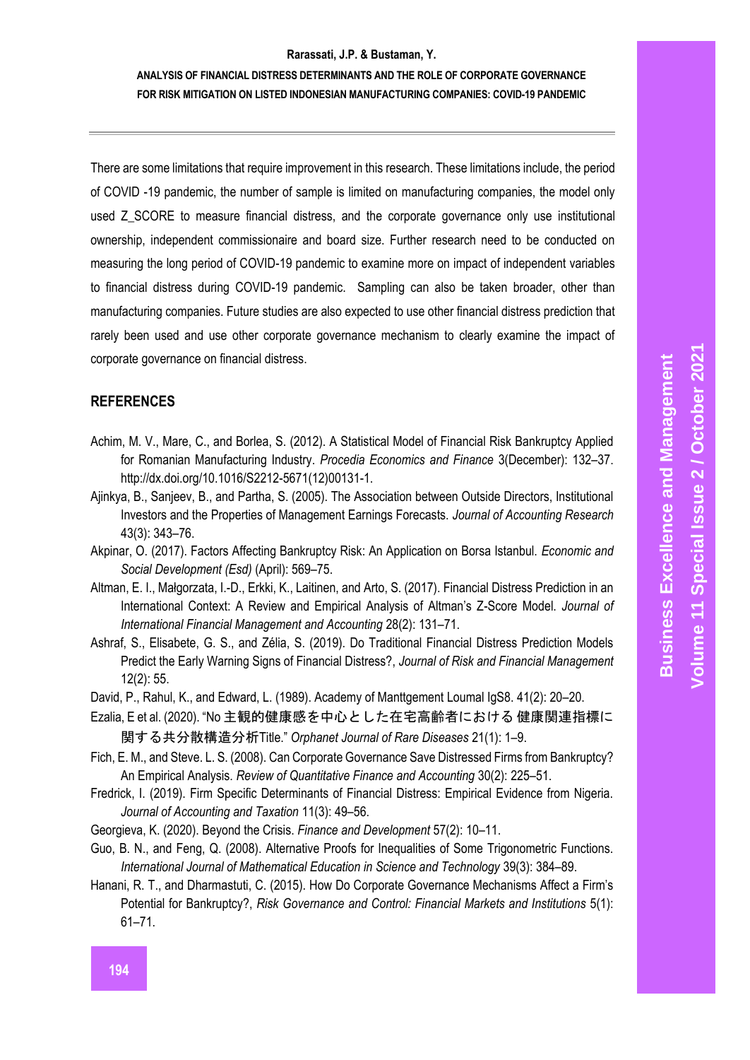There are some limitations that require improvement in this research. These limitations include, the period of COVID -19 pandemic, the number of sample is limited on manufacturing companies, the model only used Z_SCORE to measure financial distress, and the corporate governance only use institutional ownership, independent commissionaire and board size. Further research need to be conducted on measuring the long period of COVID-19 pandemic to examine more on impact of independent variables to financial distress during COVID-19 pandemic. Sampling can also be taken broader, other than manufacturing companies. Future studies are also expected to use other financial distress prediction that rarely been used and use other corporate governance mechanism to clearly examine the impact of corporate governance on financial distress.

## REFERENCES

Achim, M. V., Mare, C., and Borlea, S. (2012). A Statistical Model of Financial Risk Bankruptcy Applied for Romanian Manufacturing Industry. *Procedia Economics and Finance* 3(December): 132–37. http://dx.doi.org/10.1016/S2212-5671(12)00131-1.

Ajinkya, B., Sanjeev, B., and Partha, S. (2005). The Association between Outside Directors, Institutional Investors and the Properties of Management Earnings Forecasts. *Journal of Accounting Research* 43(3): 343–76.

Akpinar, O. (2017). Factors Affecting Bankruptcy Risk: An Application on Borsa Istanbul. *Economic and Social Development (Esd)* (April): 569–75.

Altman, E. I., Małgorzata, I.-D., Erkki, K., Laitinen, and Arto, S. (2017). Financial Distress Prediction in an International Context: A Review and Empirical Analysis of Altman's Z-Score Model. *Journal of International Financial Management and Accounting* 28(2): 131–71.

Ashraf, S., Elisabete, G. S., and Zélia, S. (2019). Do Traditional Financial Distress Prediction Models Predict the Early Warning Signs of Financial Distress?, *Journal of Risk and Financial Management* 12(2): 55.

David, P., Rahul, K., and Edward, L. (1989). Academy of Manttgement Loumal IgS8. 41(2): 20–20.

Ezalia, E et al. (2020). "No 主観的健康感を中心とした在宅高齢者における 健康関連指標に関する共分散構造分析Title." *Orphanet Journal of Rare Diseases* 21(1): 1–9.

Fich, E. M., and Steve. L. S. (2008). Can Corporate Governance Save Distressed Firms from Bankruptcy? An Empirical Analysis. *Review of Quantitative Finance and Accounting* 30(2): 225–51.

Fredrick, I. (2019). Firm Specific Determinants of Financial Distress: Empirical Evidence from Nigeria. *Journal of Accounting and Taxation* 11(3): 49–56.

Georgieva, K. (2020). Beyond the Crisis. *Finance and Development* 57(2): 10–11.

Guo, B. N., and Feng, Q. (2008). Alternative Proofs for Inequalities of Some Trigonometric Functions. *International Journal of Mathematical Education in Science and Technology* 39(3): 384–89.

Hanani, R. T., and Dharmastuti, C. (2015). How Do Corporate Governance Mechanisms Affect a Firm's Potential for Bankruptcy?, *Risk Governance and Control: Financial Markets and Institutions* 5(1): 61–71.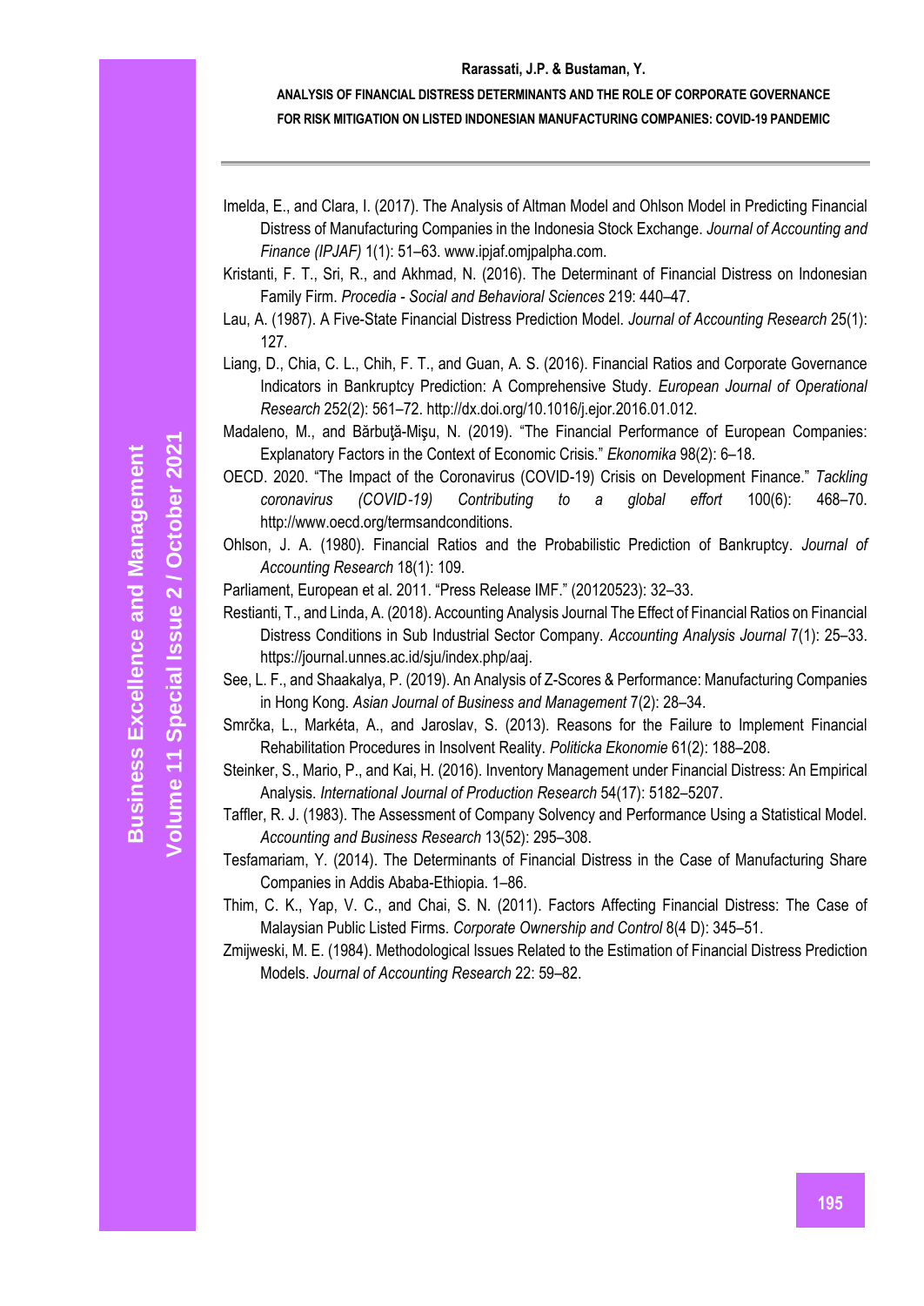Imelda, E., and Clara, I. (2017). The Analysis of Altman Model and Ohlson Model in Predicting Financial Distress of Manufacturing Companies in the Indonesia Stock Exchange. *Journal of Accounting and Finance (IPJAF)* 1(1): 51–63. www.ipjaf.omjpalpha.com.

Kristanti, F. T., Sri, R., and Akhmad, N. (2016). The Determinant of Financial Distress on Indonesian Family Firm. *Procedia - Social and Behavioral Sciences* 219: 440–47.

Lau, A. (1987). A Five-State Financial Distress Prediction Model. *Journal of Accounting Research* 25(1): 127.

Liang, D., Chia, C. L., Chih, F. T., and Guan, A. S. (2016). Financial Ratios and Corporate Governance Indicators in Bankruptcy Prediction: A Comprehensive Study. *European Journal of Operational Research* 252(2): 561–72. http://dx.doi.org/10.1016/j.ejor.2016.01.012.

Madaleno, M., and Bărbuţă-Mişu, N. (2019). "The Financial Performance of European Companies: Explanatory Factors in the Context of Economic Crisis." *Ekonomika* 98(2): 6–18.

OECD. 2020. "The Impact of the Coronavirus (COVID-19) Crisis on Development Finance." *Tackling coronavirus (COVID-19) Contributing to a global effort* 100(6): 468–70. http://www.oecd.org/termsandconditions.

Ohlson, J. A. (1980). Financial Ratios and the Probabilistic Prediction of Bankruptcy. *Journal of Accounting Research* 18(1): 109.

Parliament, European et al. 2011. "Press Release IMF." (20120523): 32–33.

Restianti, T., and Linda, A. (2018). Accounting Analysis Journal The Effect of Financial Ratios on Financial Distress Conditions in Sub Industrial Sector Company. *Accounting Analysis Journal* 7(1): 25–33. https://journal.unnes.ac.id/sju/index.php/aaj.

See, L. F., and Shaakalya, P. (2019). An Analysis of Z-Scores & Performance: Manufacturing Companies in Hong Kong. *Asian Journal of Business and Management* 7(2): 28–34.

Smrčka, L., Markéta, A., and Jaroslav, S. (2013). Reasons for the Failure to Implement Financial Rehabilitation Procedures in Insolvent Reality. *Politicka Ekonomie* 61(2): 188–208.

Steinker, S., Mario, P., and Kai, H. (2016). Inventory Management under Financial Distress: An Empirical Analysis. *International Journal of Production Research* 54(17): 5182–5207.

Taffler, R. J. (1983). The Assessment of Company Solvency and Performance Using a Statistical Model. *Accounting and Business Research* 13(52): 295–308.

Tesfamariam, Y. (2014). The Determinants of Financial Distress in the Case of Manufacturing Share Companies in Addis Ababa-Ethiopia. 1–86.

Thim, C. K., Yap, V. C., and Chai, S. N. (2011). Factors Affecting Financial Distress: The Case of Malaysian Public Listed Firms. *Corporate Ownership and Control* 8(4 D): 345–51.

Zmijweski, M. E. (1984). Methodological Issues Related to the Estimation of Financial Distress Prediction Models. *Journal of Accounting Research* 22: 59–82.